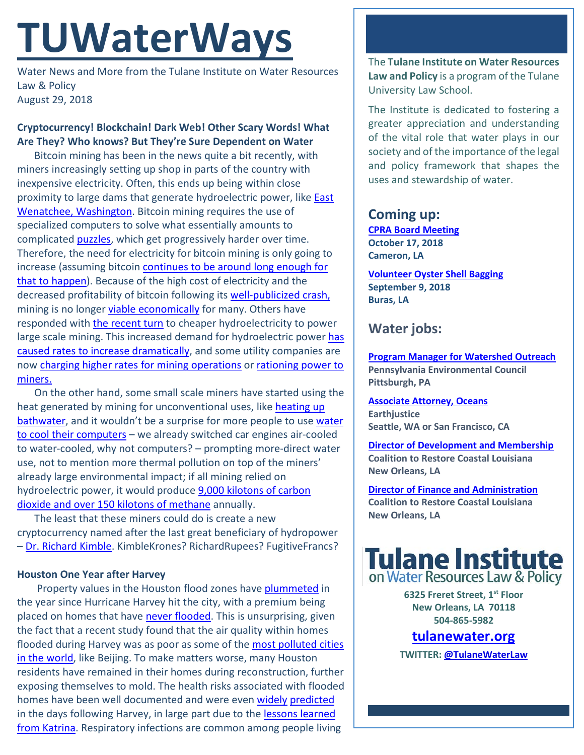# TUWaterWays

Water News and More from the Tulane Institute on Water Resources Law & Policy
August 29, 2018

**Cryptocurrency! Blockchain! Dark Web! Other Scary Words! What Are They? Who knows? But They're Sure Dependent on Water**

Bitcoin mining has been in the news quite a bit recently, with miners increasingly setting up shop in parts of the country with inexpensive electricity. Often, this ends up being within close proximity to large dams that generate hydroelectric power, like East Wenatchee, Washington. Bitcoin mining requires the use of specialized computers to solve what essentially amounts to complicated puzzles, which get progressively harder over time. Therefore, the need for electricity for bitcoin mining is only going to increase (assuming bitcoin continues to be around long enough for that to happen). Because of the high cost of electricity and the decreased profitability of bitcoin following its well-publicized crash, mining is no longer viable economically for many. Others have responded with the recent turn to cheaper hydroelectricity to power large scale mining. This increased demand for hydroelectric power has caused rates to increase dramatically, and some utility companies are now charging higher rates for mining operations or rationing power to miners.

On the other hand, some small scale miners have started using the heat generated by mining for unconventional uses, like heating up bathwater, and it wouldn't be a surprise for more people to use water to cool their computers – we already switched car engines air-cooled to water-cooled, why not computers? – prompting more-direct water use, not to mention more thermal pollution on top of the miners' already large environmental impact; if all mining relied on hydroelectric power, it would produce 9,000 kilotons of carbon dioxide and over 150 kilotons of methane annually.

The least that these miners could do is create a new cryptocurrency named after the last great beneficiary of hydropower – Dr. Richard Kimble. KimbleKrones? RichardRupees? FugitiveFrancs?

**Houston One Year after Harvey**

Property values in the Houston flood zones have plummeted in the year since Hurricane Harvey hit the city, with a premium being placed on homes that have never flooded. This is unsurprising, given the fact that a recent study found that the air quality within homes flooded during Harvey was as poor as some of the most polluted cities in the world, like Beijing. To make matters worse, many Houston residents have remained in their homes during reconstruction, further exposing themselves to mold. The health risks associated with flooded homes have been well documented and were even widely predicted in the days following Harvey, in large part due to the lessons learned from Katrina. Respiratory infections are common among people living

The **Tulane Institute on Water Resources Law and Policy** is a program of the Tulane University Law School.

The Institute is dedicated to fostering a greater appreciation and understanding of the vital role that water plays in our society and of the importance of the legal and policy framework that shapes the uses and stewardship of water.

## Coming up:

**CPRA Board Meeting**
**October 17, 2018**
**Cameron, LA**

**Volunteer Oyster Shell Bagging**
**September 9, 2018**
**Buras, LA**

## Water jobs:

**Program Manager for Watershed Outreach**
**Pennsylvania Environmental Council**
**Pittsburgh, PA**

**Associate Attorney, Oceans**
**Earthjustice**
**Seattle, WA or San Francisco, CA**

**Director of Development and Membership**
**Coalition to Restore Coastal Louisiana**
**New Orleans, LA**

**Director of Finance and Administration**
**Coalition to Restore Coastal Louisiana**
**New Orleans, LA**

**Tulane Institute on Water Resources Law & Policy**

**6325 Freret Street, 1st Floor**
**New Orleans, LA 70118**
**504-865-5982**

**tulanewater.org**

**TWITTER: @TulaneWaterLaw**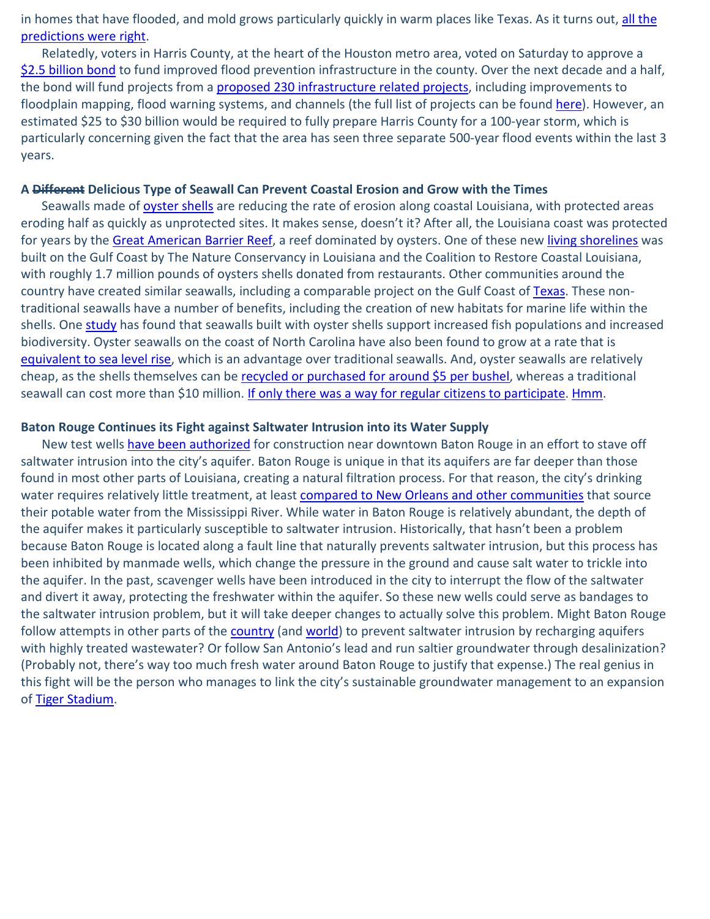in homes that have flooded, and mold grows particularly quickly in warm places like Texas. As it turns out, all the predictions were right.

Relatedly, voters in Harris County, at the heart of the Houston metro area, voted on Saturday to approve a $2.5 billion bond to fund improved flood prevention infrastructure in the county. Over the next decade and a half, the bond will fund projects from a proposed 230 infrastructure related projects, including improvements to floodplain mapping, flood warning systems, and channels (the full list of projects can be found here). However, an estimated $25 to $30 billion would be required to fully prepare Harris County for a 100-year storm, which is particularly concerning given the fact that the area has seen three separate 500-year flood events within the last 3 years.

**A ~~Different~~ Delicious Type of Seawall Can Prevent Coastal Erosion and Grow with the Times**

Seawalls made of oyster shells are reducing the rate of erosion along coastal Louisiana, with protected areas eroding half as quickly as unprotected sites. It makes sense, doesn't it? After all, the Louisiana coast was protected for years by the Great American Barrier Reef, a reef dominated by oysters. One of these new living shorelines was built on the Gulf Coast by The Nature Conservancy in Louisiana and the Coalition to Restore Coastal Louisiana, with roughly 1.7 million pounds of oysters shells donated from restaurants. Other communities around the country have created similar seawalls, including a comparable project on the Gulf Coast of Texas. These non-traditional seawalls have a number of benefits, including the creation of new habitats for marine life within the shells. One study has found that seawalls built with oyster shells support increased fish populations and increased biodiversity. Oyster seawalls on the coast of North Carolina have also been found to grow at a rate that is equivalent to sea level rise, which is an advantage over traditional seawalls. And, oyster seawalls are relatively cheap, as the shells themselves can be recycled or purchased for around $5 per bushel, whereas a traditional seawall can cost more than $10 million. If only there was a way for regular citizens to participate. Hmm.

**Baton Rouge Continues its Fight against Saltwater Intrusion into its Water Supply**

New test wells have been authorized for construction near downtown Baton Rouge in an effort to stave off saltwater intrusion into the city's aquifer. Baton Rouge is unique in that its aquifers are far deeper than those found in most other parts of Louisiana, creating a natural filtration process. For that reason, the city's drinking water requires relatively little treatment, at least compared to New Orleans and other communities that source their potable water from the Mississippi River. While water in Baton Rouge is relatively abundant, the depth of the aquifer makes it particularly susceptible to saltwater intrusion. Historically, that hasn't been a problem because Baton Rouge is located along a fault line that naturally prevents saltwater intrusion, but this process has been inhibited by manmade wells, which change the pressure in the ground and cause salt water to trickle into the aquifer. In the past, scavenger wells have been introduced in the city to interrupt the flow of the saltwater and divert it away, protecting the freshwater within the aquifer. So these new wells could serve as bandages to the saltwater intrusion problem, but it will take deeper changes to actually solve this problem. Might Baton Rouge follow attempts in other parts of the country (and world) to prevent saltwater intrusion by recharging aquifers with highly treated wastewater? Or follow San Antonio's lead and run saltier groundwater through desalinization? (Probably not, there's way too much fresh water around Baton Rouge to justify that expense.) The real genius in this fight will be the person who manages to link the city's sustainable groundwater management to an expansion of Tiger Stadium.